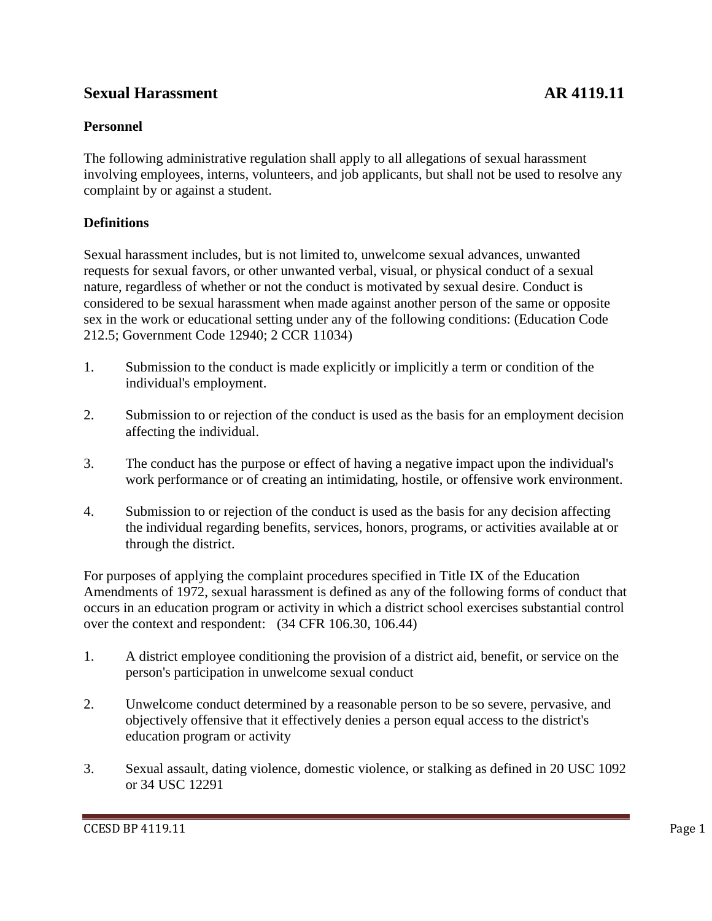# Sexual Harassment AR 4119.11

**Personnel**

The following administrative regulation shall apply to all allegations of sexual harassment involving employees, interns, volunteers, and job applicants, but shall not be used to resolve any complaint by or against a student.

**Definitions**

Sexual harassment includes, but is not limited to, unwelcome sexual advances, unwanted requests for sexual favors, or other unwanted verbal, visual, or physical conduct of a sexual nature, regardless of whether or not the conduct is motivated by sexual desire. Conduct is considered to be sexual harassment when made against another person of the same or opposite sex in the work or educational setting under any of the following conditions: (Education Code 212.5; Government Code 12940; 2 CCR 11034)

1. Submission to the conduct is made explicitly or implicitly a term or condition of the individual's employment.

2. Submission to or rejection of the conduct is used as the basis for an employment decision affecting the individual.

3. The conduct has the purpose or effect of having a negative impact upon the individual's work performance or of creating an intimidating, hostile, or offensive work environment.

4. Submission to or rejection of the conduct is used as the basis for any decision affecting the individual regarding benefits, services, honors, programs, or activities available at or through the district.

For purposes of applying the complaint procedures specified in Title IX of the Education Amendments of 1972, sexual harassment is defined as any of the following forms of conduct that occurs in an education program or activity in which a district school exercises substantial control over the context and respondent: (34 CFR 106.30, 106.44)

1. A district employee conditioning the provision of a district aid, benefit, or service on the person's participation in unwelcome sexual conduct

2. Unwelcome conduct determined by a reasonable person to be so severe, pervasive, and objectively offensive that it effectively denies a person equal access to the district's education program or activity

3. Sexual assault, dating violence, domestic violence, or stalking as defined in 20 USC 1092 or 34 USC 12291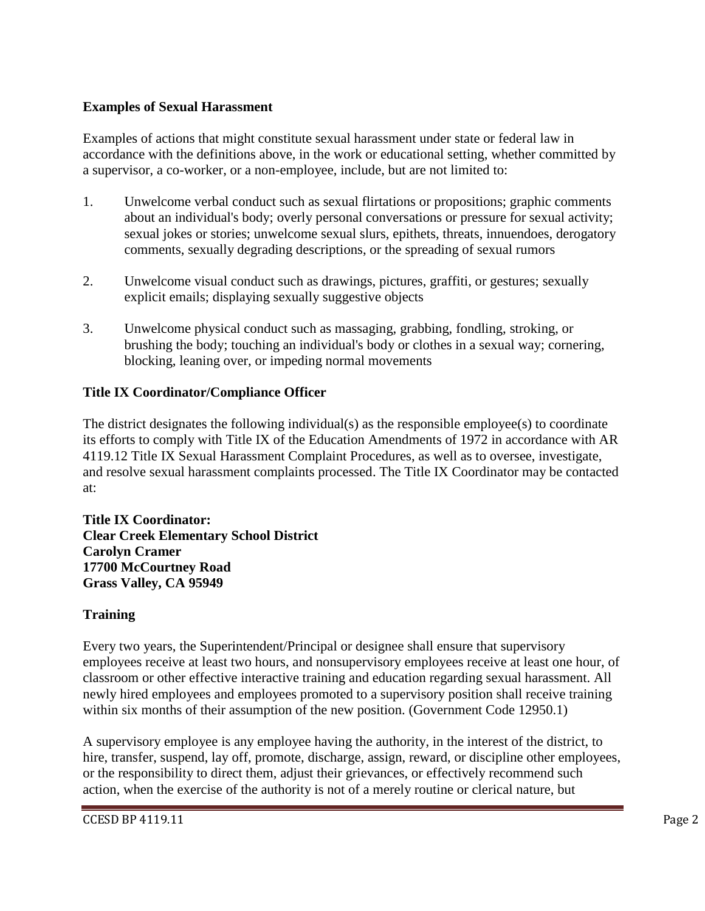**Examples of Sexual Harassment**

Examples of actions that might constitute sexual harassment under state or federal law in accordance with the definitions above, in the work or educational setting, whether committed by a supervisor, a co-worker, or a non-employee, include, but are not limited to:

1. Unwelcome verbal conduct such as sexual flirtations or propositions; graphic comments about an individual's body; overly personal conversations or pressure for sexual activity; sexual jokes or stories; unwelcome sexual slurs, epithets, threats, innuendoes, derogatory comments, sexually degrading descriptions, or the spreading of sexual rumors

2. Unwelcome visual conduct such as drawings, pictures, graffiti, or gestures; sexually explicit emails; displaying sexually suggestive objects

3. Unwelcome physical conduct such as massaging, grabbing, fondling, stroking, or brushing the body; touching an individual's body or clothes in a sexual way; cornering, blocking, leaning over, or impeding normal movements

**Title IX Coordinator/Compliance Officer**

The district designates the following individual(s) as the responsible employee(s) to coordinate its efforts to comply with Title IX of the Education Amendments of 1972 in accordance with AR 4119.12 Title IX Sexual Harassment Complaint Procedures, as well as to oversee, investigate, and resolve sexual harassment complaints processed. The Title IX Coordinator may be contacted at:

**Title IX Coordinator:**
**Clear Creek Elementary School District**
**Carolyn Cramer**
**17700 McCourtney Road**
**Grass Valley, CA 95949**

**Training**

Every two years, the Superintendent/Principal or designee shall ensure that supervisory employees receive at least two hours, and nonsupervisory employees receive at least one hour, of classroom or other effective interactive training and education regarding sexual harassment. All newly hired employees and employees promoted to a supervisory position shall receive training within six months of their assumption of the new position. (Government Code 12950.1)

A supervisory employee is any employee having the authority, in the interest of the district, to hire, transfer, suspend, lay off, promote, discharge, assign, reward, or discipline other employees, or the responsibility to direct them, adjust their grievances, or effectively recommend such action, when the exercise of the authority is not of a merely routine or clerical nature, but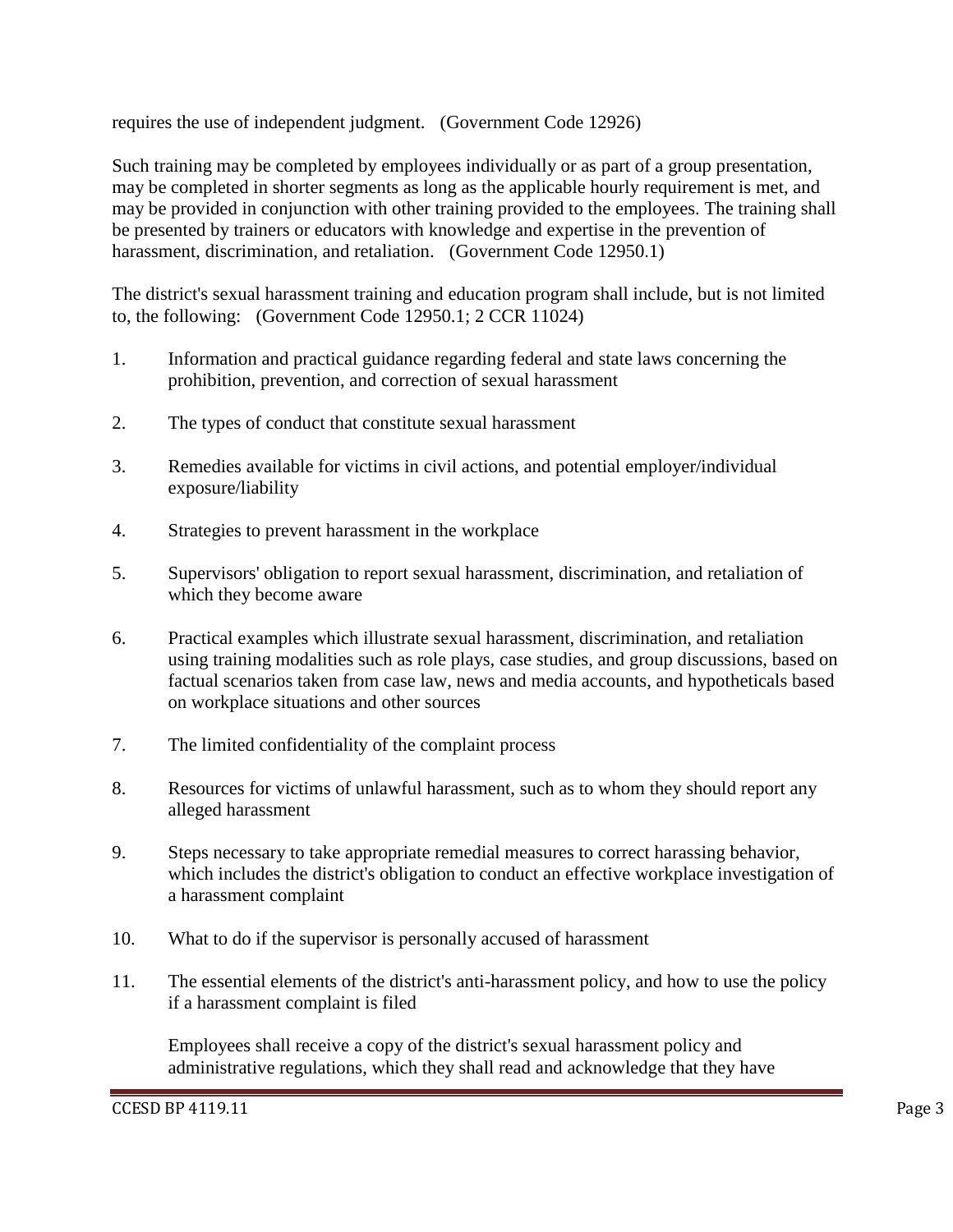requires the use of independent judgment. (Government Code 12926)

Such training may be completed by employees individually or as part of a group presentation, may be completed in shorter segments as long as the applicable hourly requirement is met, and may be provided in conjunction with other training provided to the employees. The training shall be presented by trainers or educators with knowledge and expertise in the prevention of harassment, discrimination, and retaliation. (Government Code 12950.1)

The district's sexual harassment training and education program shall include, but is not limited to, the following: (Government Code 12950.1; 2 CCR 11024)

1. Information and practical guidance regarding federal and state laws concerning the prohibition, prevention, and correction of sexual harassment

2. The types of conduct that constitute sexual harassment

3. Remedies available for victims in civil actions, and potential employer/individual exposure/liability

4. Strategies to prevent harassment in the workplace

5. Supervisors' obligation to report sexual harassment, discrimination, and retaliation of which they become aware

6. Practical examples which illustrate sexual harassment, discrimination, and retaliation using training modalities such as role plays, case studies, and group discussions, based on factual scenarios taken from case law, news and media accounts, and hypotheticals based on workplace situations and other sources

7. The limited confidentiality of the complaint process

8. Resources for victims of unlawful harassment, such as to whom they should report any alleged harassment

9. Steps necessary to take appropriate remedial measures to correct harassing behavior, which includes the district's obligation to conduct an effective workplace investigation of a harassment complaint

10. What to do if the supervisor is personally accused of harassment

11. The essential elements of the district's anti-harassment policy, and how to use the policy if a harassment complaint is filed

    Employees shall receive a copy of the district's sexual harassment policy and administrative regulations, which they shall read and acknowledge that they have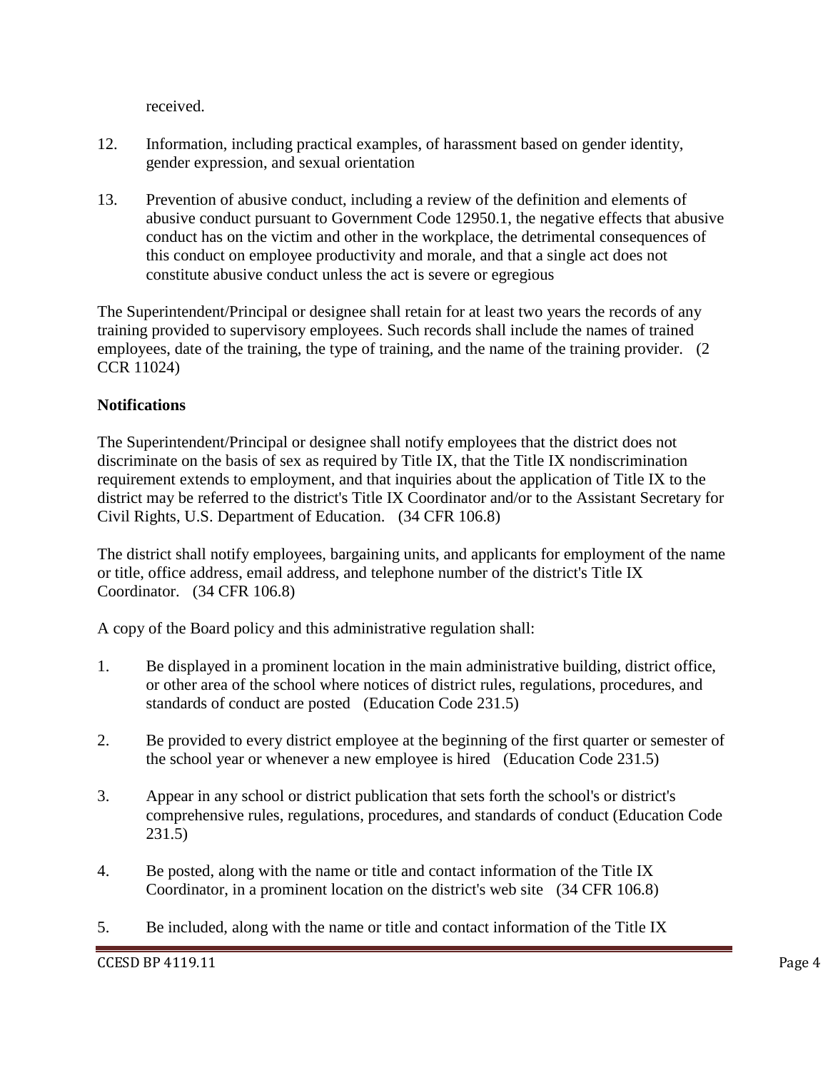received.

12. Information, including practical examples, of harassment based on gender identity, gender expression, and sexual orientation

13. Prevention of abusive conduct, including a review of the definition and elements of abusive conduct pursuant to Government Code 12950.1, the negative effects that abusive conduct has on the victim and other in the workplace, the detrimental consequences of this conduct on employee productivity and morale, and that a single act does not constitute abusive conduct unless the act is severe or egregious

The Superintendent/Principal or designee shall retain for at least two years the records of any training provided to supervisory employees. Such records shall include the names of trained employees, date of the training, the type of training, and the name of the training provider. (2 CCR 11024)

**Notifications**

The Superintendent/Principal or designee shall notify employees that the district does not discriminate on the basis of sex as required by Title IX, that the Title IX nondiscrimination requirement extends to employment, and that inquiries about the application of Title IX to the district may be referred to the district's Title IX Coordinator and/or to the Assistant Secretary for Civil Rights, U.S. Department of Education. (34 CFR 106.8)

The district shall notify employees, bargaining units, and applicants for employment of the name or title, office address, email address, and telephone number of the district's Title IX Coordinator. (34 CFR 106.8)

A copy of the Board policy and this administrative regulation shall:

1. Be displayed in a prominent location in the main administrative building, district office, or other area of the school where notices of district rules, regulations, procedures, and standards of conduct are posted (Education Code 231.5)

2. Be provided to every district employee at the beginning of the first quarter or semester of the school year or whenever a new employee is hired (Education Code 231.5)

3. Appear in any school or district publication that sets forth the school's or district's comprehensive rules, regulations, procedures, and standards of conduct (Education Code 231.5)

4. Be posted, along with the name or title and contact information of the Title IX Coordinator, in a prominent location on the district's web site (34 CFR 106.8)

5. Be included, along with the name or title and contact information of the Title IX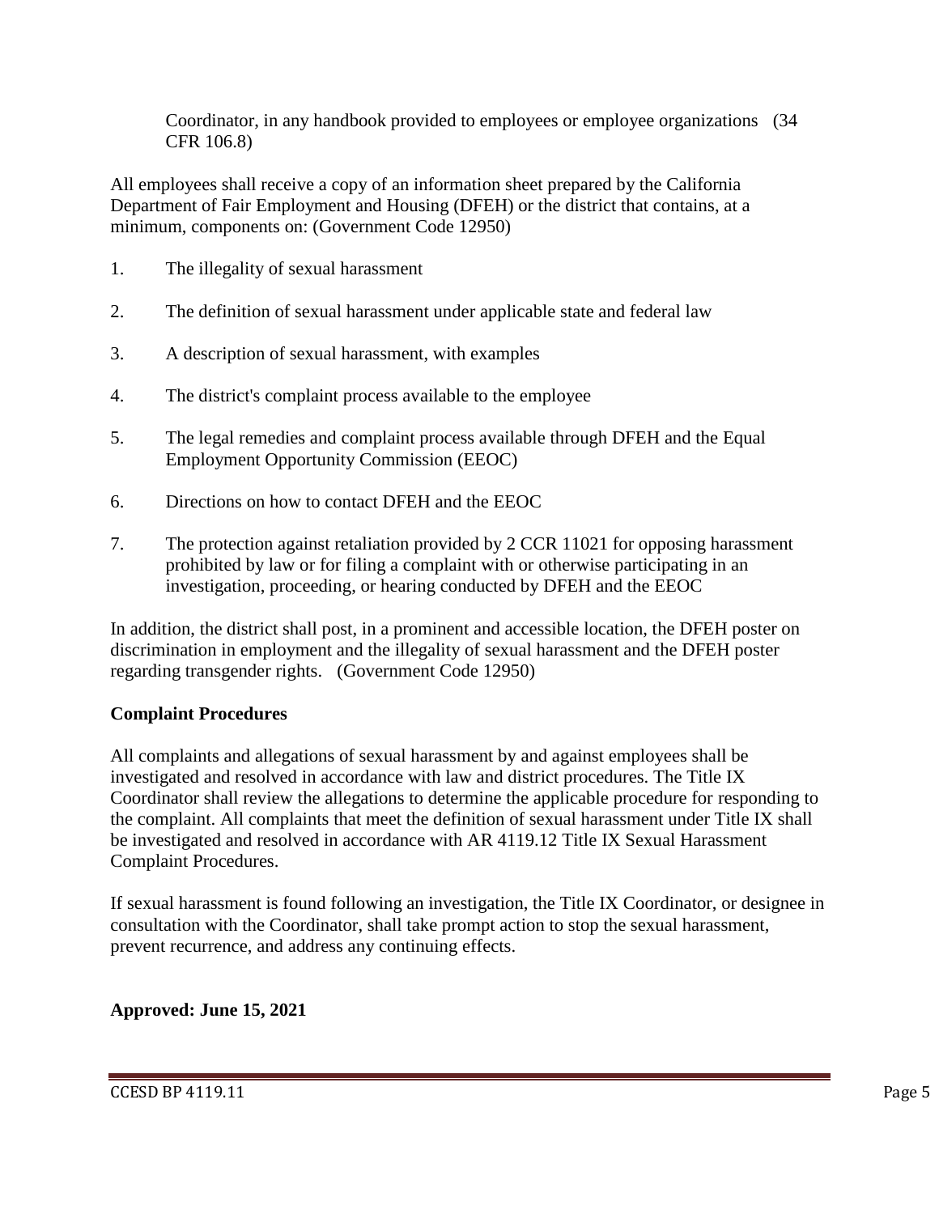Coordinator, in any handbook provided to employees or employee organizations (34 CFR 106.8)

All employees shall receive a copy of an information sheet prepared by the California Department of Fair Employment and Housing (DFEH) or the district that contains, at a minimum, components on: (Government Code 12950)

1. The illegality of sexual harassment
2. The definition of sexual harassment under applicable state and federal law
3. A description of sexual harassment, with examples
4. The district's complaint process available to the employee
5. The legal remedies and complaint process available through DFEH and the Equal Employment Opportunity Commission (EEOC)
6. Directions on how to contact DFEH and the EEOC
7. The protection against retaliation provided by 2 CCR 11021 for opposing harassment prohibited by law or for filing a complaint with or otherwise participating in an investigation, proceeding, or hearing conducted by DFEH and the EEOC

In addition, the district shall post, in a prominent and accessible location, the DFEH poster on discrimination in employment and the illegality of sexual harassment and the DFEH poster regarding transgender rights. (Government Code 12950)

**Complaint Procedures**

All complaints and allegations of sexual harassment by and against employees shall be investigated and resolved in accordance with law and district procedures. The Title IX Coordinator shall review the allegations to determine the applicable procedure for responding to the complaint. All complaints that meet the definition of sexual harassment under Title IX shall be investigated and resolved in accordance with AR 4119.12 Title IX Sexual Harassment Complaint Procedures.

If sexual harassment is found following an investigation, the Title IX Coordinator, or designee in consultation with the Coordinator, shall take prompt action to stop the sexual harassment, prevent recurrence, and address any continuing effects.

**Approved: June 15, 2021**